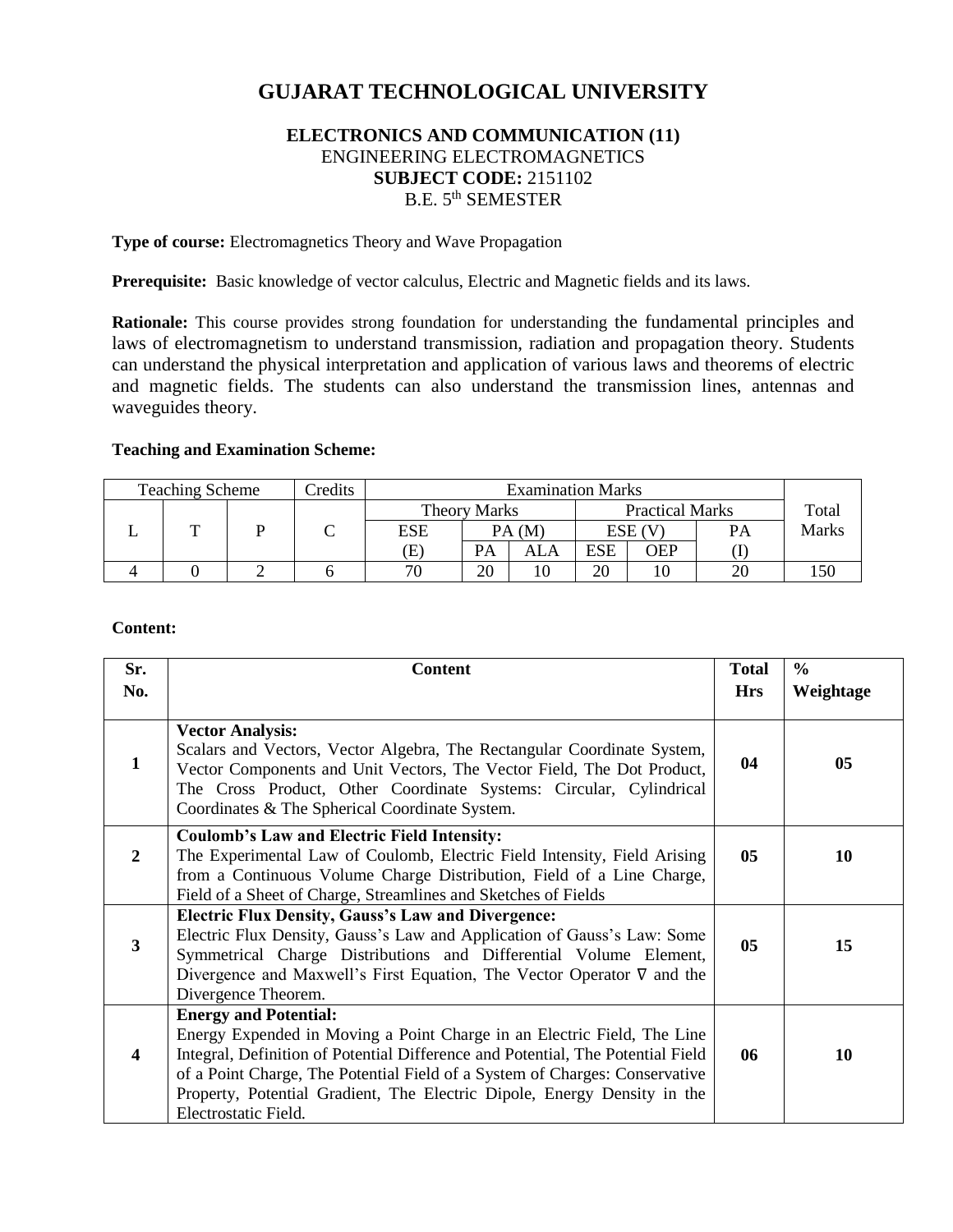# GUJARAT TECHNOLOGICAL UNIVERSITY

**ELECTRONICS AND COMMUNICATION (11)**
ENGINEERING ELECTROMAGNETICS
**SUBJECT CODE:** 2151102
B.E. 5th SEMESTER

**Type of course:** Electromagnetics Theory and Wave Propagation

**Prerequisite:** Basic knowledge of vector calculus, Electric and Magnetic fields and its laws.

**Rationale:** This course provides strong foundation for understanding the fundamental principles and laws of electromagnetism to understand transmission, radiation and propagation theory. Students can understand the physical interpretation and application of various laws and theorems of electric and magnetic fields. The students can also understand the transmission lines, antennas and waveguides theory.

**Teaching and Examination Scheme:**

| Teaching Scheme | | | Credits | Examination Marks | | | | | | Total Marks |
|---|---|---|---|---|---|---|---|---|---|---|
| | | | | Theory Marks | | | Practical Marks | | | |
| L | T | P | C | ESE (E) | PA (M) | | ESE (V) | | PA (I) | |
| | | | | | PA | ALA | ESE | OEP | | |
| 4 | 0 | 2 | 6 | 70 | 20 | 10 | 20 | 10 | 20 | 150 |

**Content:**

| Sr. No. | Content | Total Hrs | % Weightage |
|---|---|---|---|
| **1** | **Vector Analysis:** Scalars and Vectors, Vector Algebra, The Rectangular Coordinate System, Vector Components and Unit Vectors, The Vector Field, The Dot Product, The Cross Product, Other Coordinate Systems: Circular, Cylindrical Coordinates & The Spherical Coordinate System. | **04** | **05** |
| **2** | **Coulomb's Law and Electric Field Intensity:** The Experimental Law of Coulomb, Electric Field Intensity, Field Arising from a Continuous Volume Charge Distribution, Field of a Line Charge, Field of a Sheet of Charge, Streamlines and Sketches of Fields | **05** | **10** |
| **3** | **Electric Flux Density, Gauss's Law and Divergence:** Electric Flux Density, Gauss's Law and Application of Gauss's Law: Some Symmetrical Charge Distributions and Differential Volume Element, Divergence and Maxwell's First Equation, The Vector Operator $\nabla$ and the Divergence Theorem. | **05** | **15** |
| **4** | **Energy and Potential:** Energy Expended in Moving a Point Charge in an Electric Field, The Line Integral, Definition of Potential Difference and Potential, The Potential Field of a Point Charge, The Potential Field of a System of Charges: Conservative Property, Potential Gradient, The Electric Dipole, Energy Density in the Electrostatic Field. | **06** | **10** |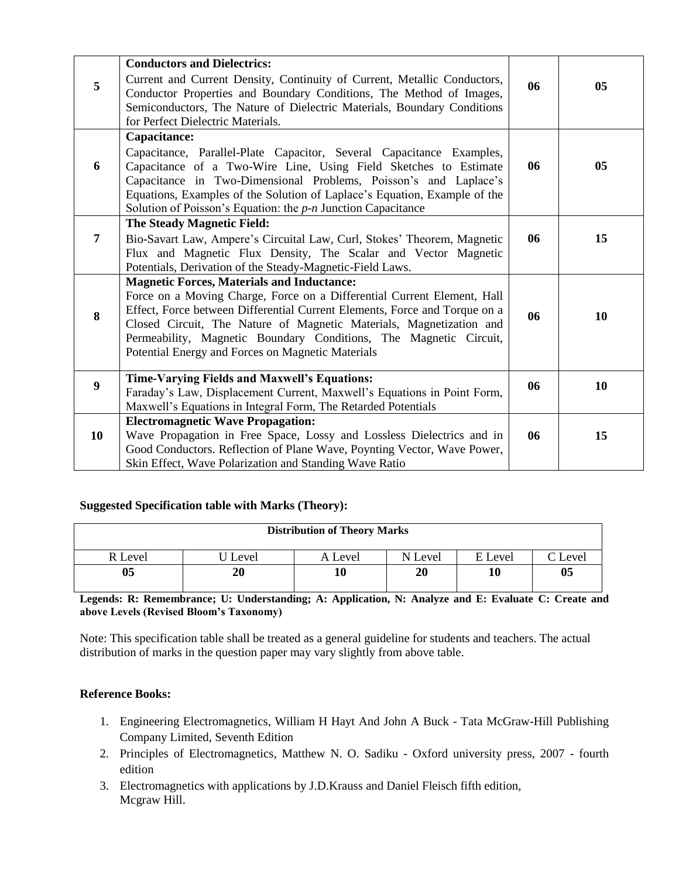| 5 | **Conductors and Dielectrics:** Current and Current Density, Continuity of Current, Metallic Conductors, Conductor Properties and Boundary Conditions, The Method of Images, Semiconductors, The Nature of Dielectric Materials, Boundary Conditions for Perfect Dielectric Materials. | **06** | **05** |
|---|---|---|---|
| **6** | **Capacitance:** Capacitance, Parallel-Plate Capacitor, Several Capacitance Examples, Capacitance of a Two-Wire Line, Using Field Sketches to Estimate Capacitance in Two-Dimensional Problems, Poisson's and Laplace's Equations, Examples of the Solution of Laplace's Equation, Example of the Solution of Poisson's Equation: the *p-n* Junction Capacitance | **06** | **05** |
| **7** | **The Steady Magnetic Field:** Bio-Savart Law, Ampere's Circuital Law, Curl, Stokes' Theorem, Magnetic Flux and Magnetic Flux Density, The Scalar and Vector Magnetic Potentials, Derivation of the Steady-Magnetic-Field Laws. | **06** | **15** |
| **8** | **Magnetic Forces, Materials and Inductance:** Force on a Moving Charge, Force on a Differential Current Element, Hall Effect, Force between Differential Current Elements, Force and Torque on a Closed Circuit, The Nature of Magnetic Materials, Magnetization and Permeability, Magnetic Boundary Conditions, The Magnetic Circuit, Potential Energy and Forces on Magnetic Materials | **06** | **10** |
| **9** | **Time-Varying Fields and Maxwell's Equations:** Faraday's Law, Displacement Current, Maxwell's Equations in Point Form, Maxwell's Equations in Integral Form, The Retarded Potentials | **06** | **10** |
| **10** | **Electromagnetic Wave Propagation:** Wave Propagation in Free Space, Lossy and Lossless Dielectrics and in Good Conductors. Reflection of Plane Wave, Poynting Vector, Wave Power, Skin Effect, Wave Polarization and Standing Wave Ratio | **06** | **15** |

**Suggested Specification table with Marks (Theory):**

| **Distribution of Theory Marks** | | | | | |
|---|---|---|---|---|---|
| R Level | U Level | A Level | N Level | E Level | C Level |
| **05** | **20** | **10** | **20** | **10** | **05** |

**Legends: R: Remembrance; U: Understanding; A: Application, N: Analyze and E: Evaluate C: Create and above Levels (Revised Bloom's Taxonomy)**

Note: This specification table shall be treated as a general guideline for students and teachers. The actual distribution of marks in the question paper may vary slightly from above table.

**Reference Books:**

1. Engineering Electromagnetics, William H Hayt And John A Buck - Tata McGraw-Hill Publishing Company Limited, Seventh Edition
2. Principles of Electromagnetics, Matthew N. O. Sadiku - Oxford university press, 2007 - fourth edition
3. Electromagnetics with applications by J.D.Krauss and Daniel Fleisch fifth edition, Mcgraw Hill.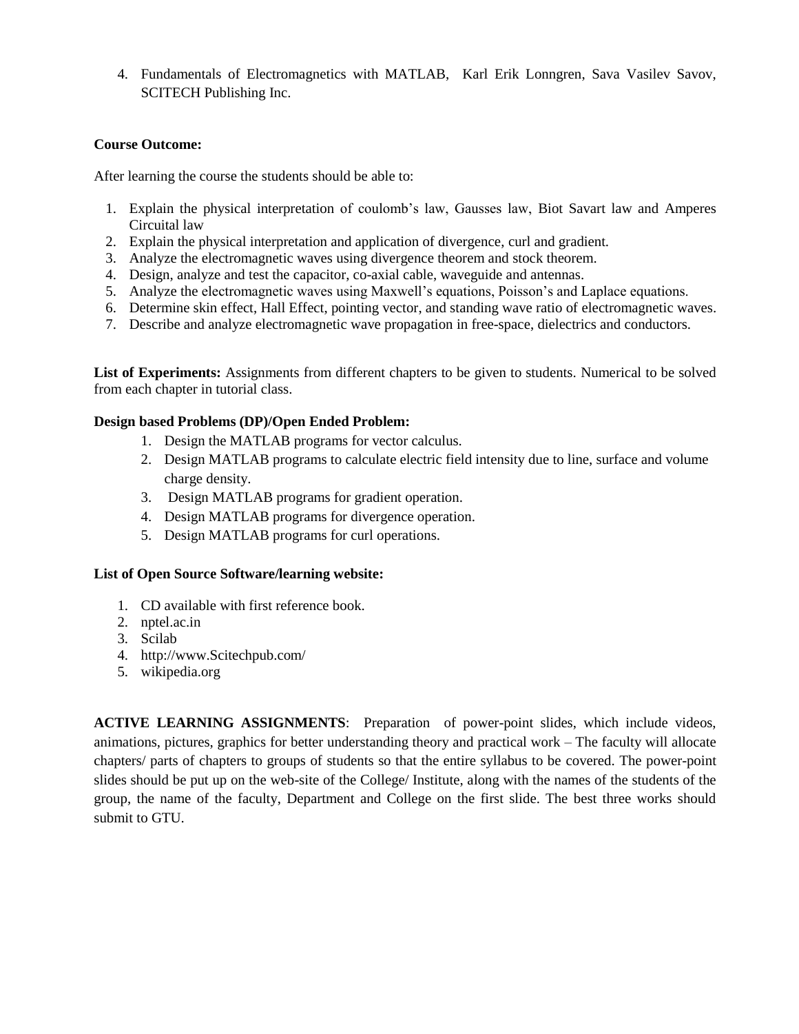4. Fundamentals of Electromagnetics with MATLAB, Karl Erik Lonngren, Sava Vasilev Savov, SCITECH Publishing Inc.

**Course Outcome:**

After learning the course the students should be able to:

1. Explain the physical interpretation of coulomb's law, Gausses law, Biot Savart law and Amperes Circuital law
2. Explain the physical interpretation and application of divergence, curl and gradient.
3. Analyze the electromagnetic waves using divergence theorem and stock theorem.
4. Design, analyze and test the capacitor, co-axial cable, waveguide and antennas.
5. Analyze the electromagnetic waves using Maxwell's equations, Poisson's and Laplace equations.
6. Determine skin effect, Hall Effect, pointing vector, and standing wave ratio of electromagnetic waves.
7. Describe and analyze electromagnetic wave propagation in free-space, dielectrics and conductors.

**List of Experiments:** Assignments from different chapters to be given to students. Numerical to be solved from each chapter in tutorial class.

**Design based Problems (DP)/Open Ended Problem:**

1. Design the MATLAB programs for vector calculus.
2. Design MATLAB programs to calculate electric field intensity due to line, surface and volume charge density.
3. Design MATLAB programs for gradient operation.
4. Design MATLAB programs for divergence operation.
5. Design MATLAB programs for curl operations.

**List of Open Source Software/learning website:**

1. CD available with first reference book.
2. nptel.ac.in
3. Scilab
4. http://www.Scitechpub.com/
5. wikipedia.org

**ACTIVE LEARNING ASSIGNMENTS**: Preparation of power-point slides, which include videos, animations, pictures, graphics for better understanding theory and practical work – The faculty will allocate chapters/ parts of chapters to groups of students so that the entire syllabus to be covered. The power-point slides should be put up on the web-site of the College/ Institute, along with the names of the students of the group, the name of the faculty, Department and College on the first slide. The best three works should submit to GTU.